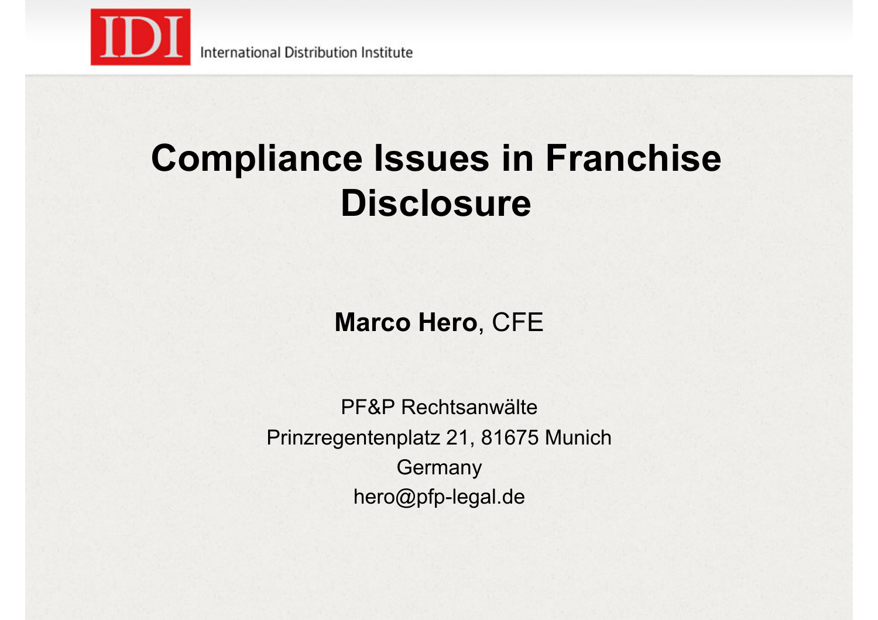IDI International Distribution Institute

# Compliance Issues in Franchise Disclosure

**Marco Hero**, CFE

PF&P Rechtsanwälte
Prinzregentenplatz 21, 81675 Munich
Germany
hero@pfp-legal.de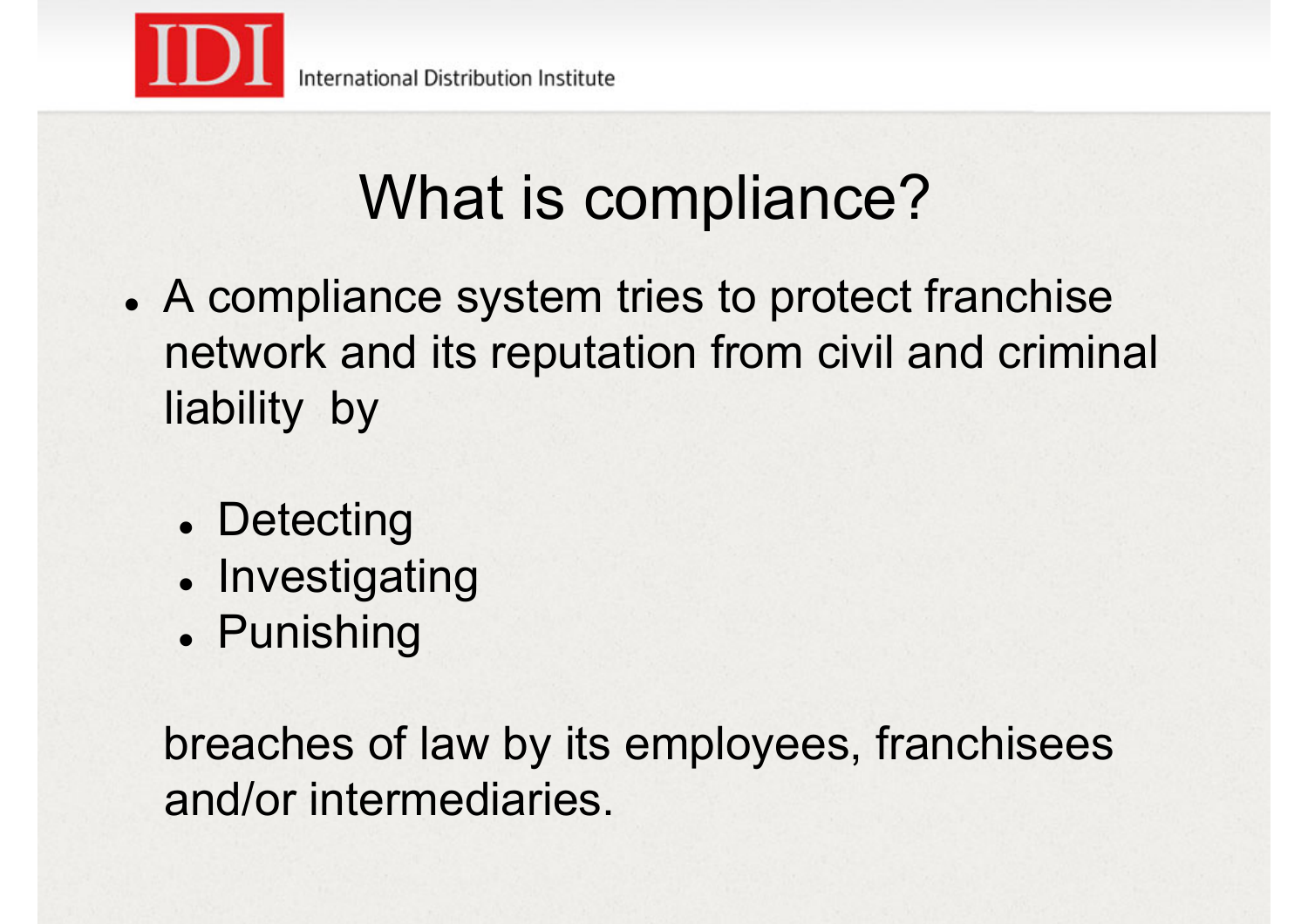# What is compliance?

- A compliance system tries to protect franchise network and its reputation from civil and criminal liability by
  - Detecting
  - Investigating
  - Punishing

  breaches of law by its employees, franchisees and/or intermediaries.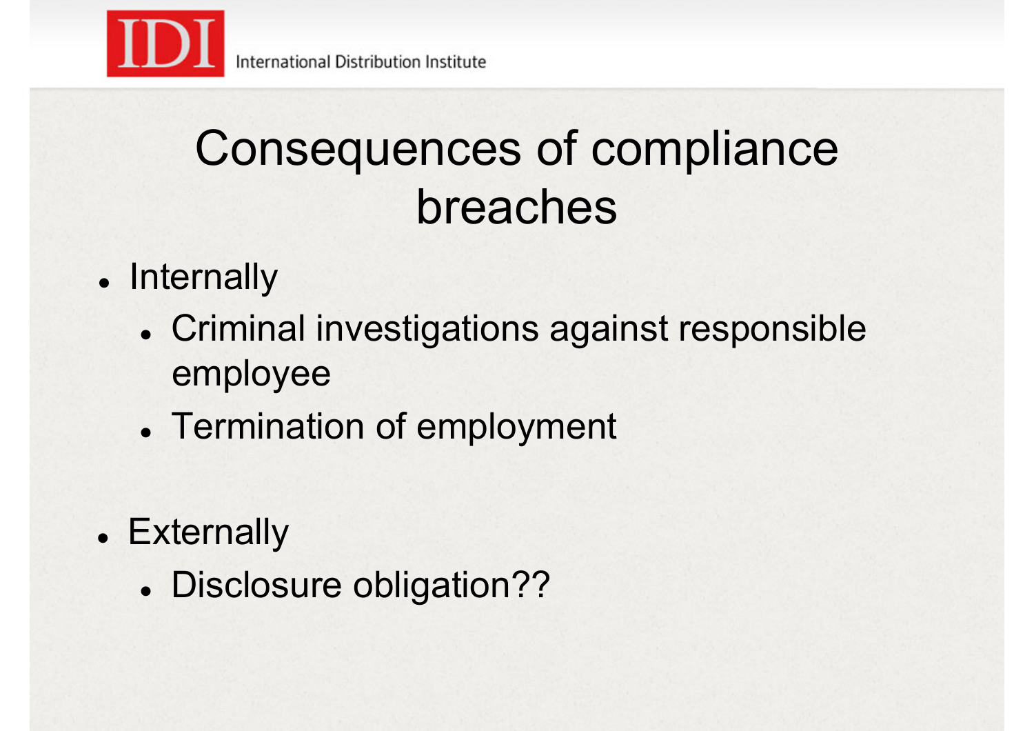# Consequences of compliance breaches

- Internally
  - Criminal investigations against responsible employee
  - Termination of employment
- Externally
  - Disclosure obligation??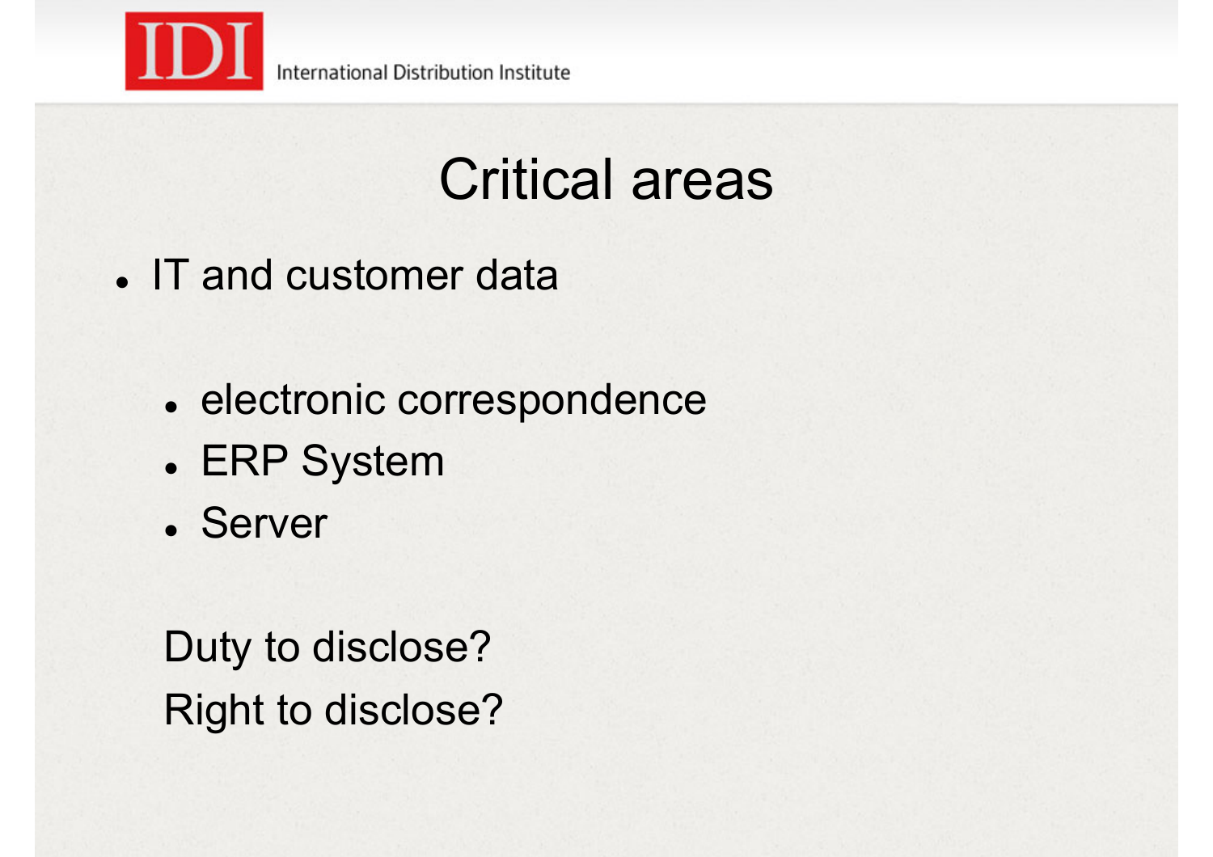# Critical areas

- IT and customer data
  - electronic correspondence
  - ERP System
  - Server

Duty to disclose?

Right to disclose?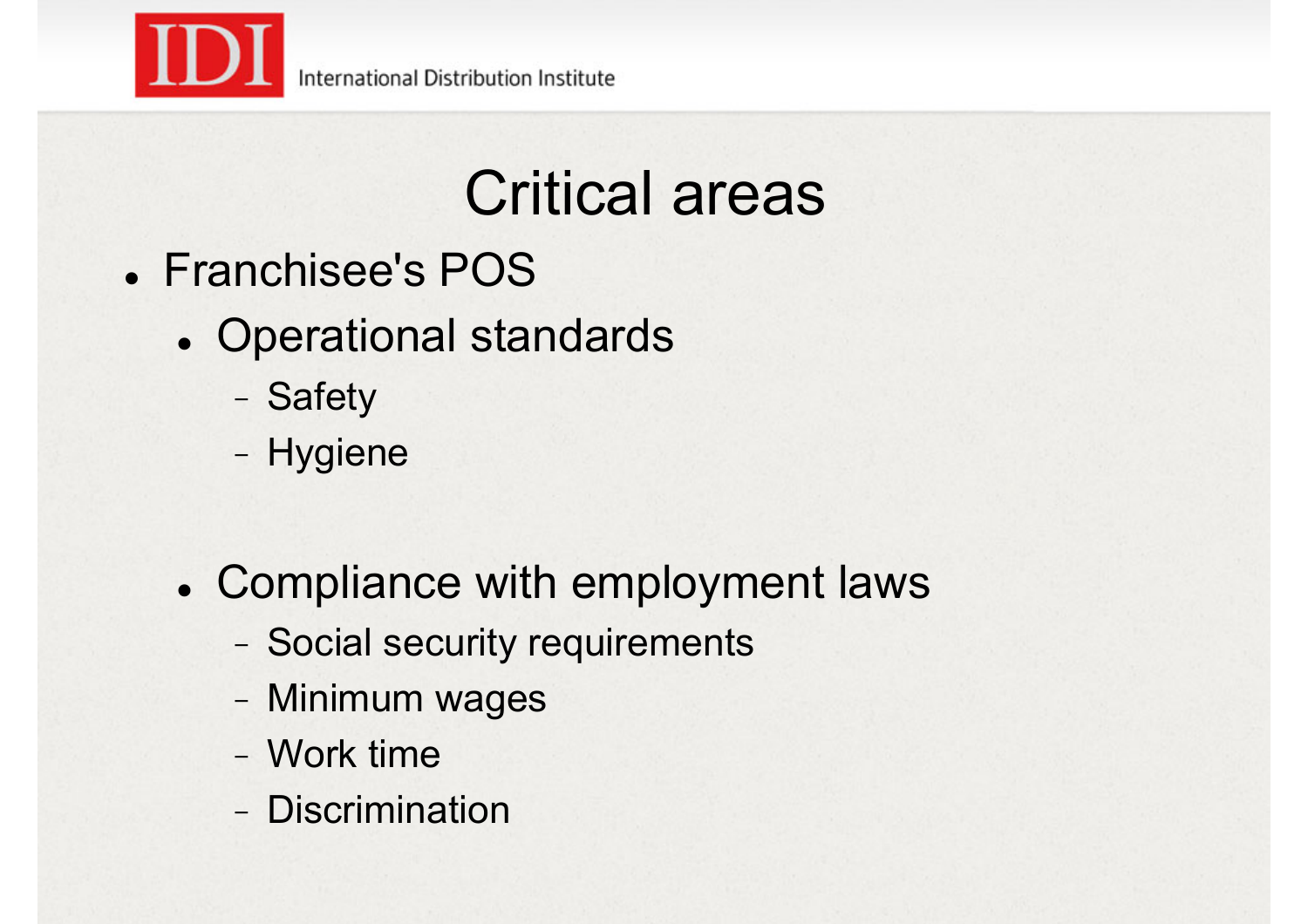# Critical areas

- Franchisee's POS
  - Operational standards
    - Safety
    - Hygiene
  - Compliance with employment laws
    - Social security requirements
    - Minimum wages
    - Work time
    - Discrimination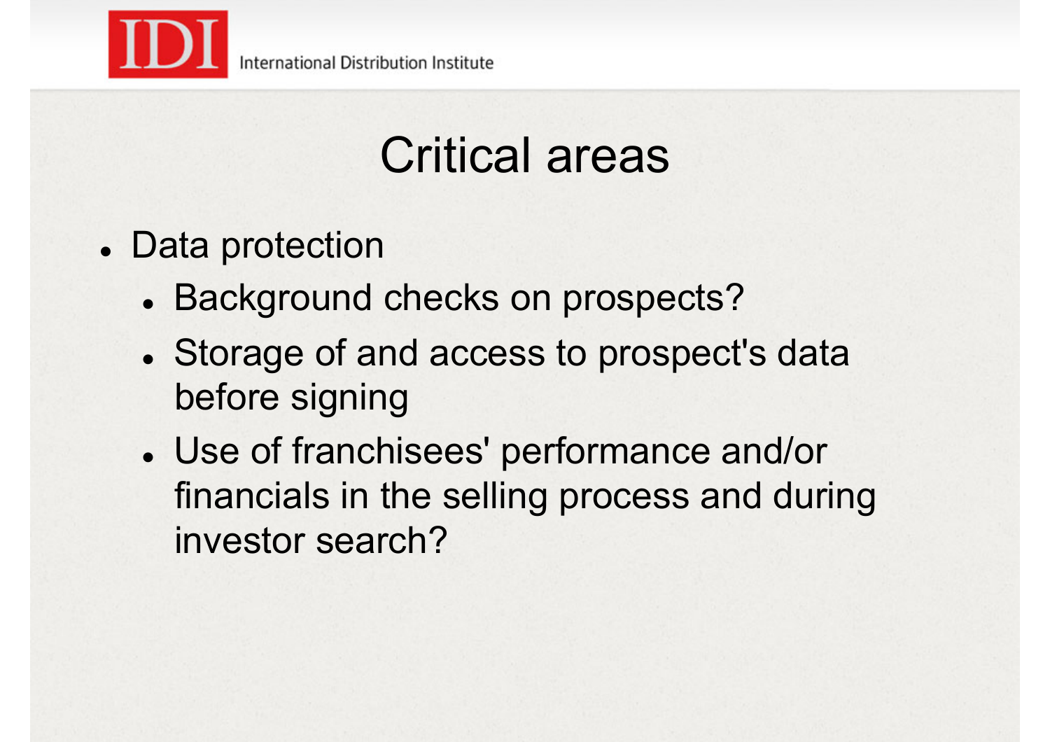# Critical areas

- Data protection
  - Background checks on prospects?
  - Storage of and access to prospect's data before signing
  - Use of franchisees' performance and/or financials in the selling process and during investor search?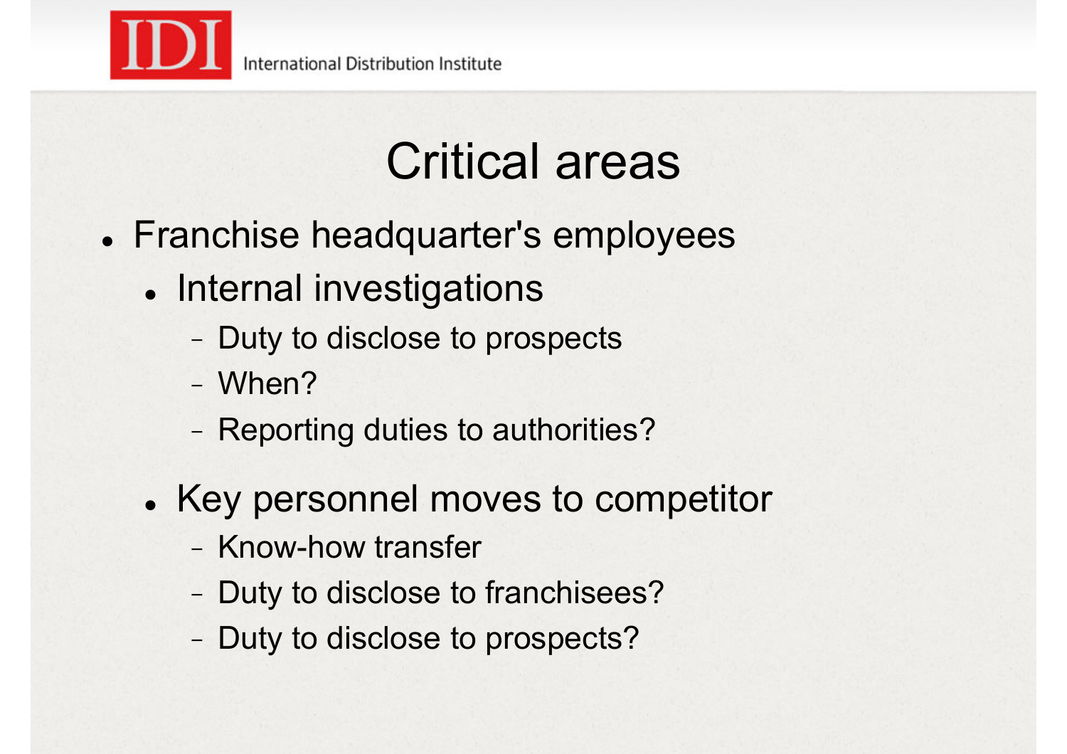# Critical areas

- Franchise headquarter's employees
  - Internal investigations
    - Duty to disclose to prospects
    - When?
    - Reporting duties to authorities?
  - Key personnel moves to competitor
    - Know-how transfer
    - Duty to disclose to franchisees?
    - Duty to disclose to prospects?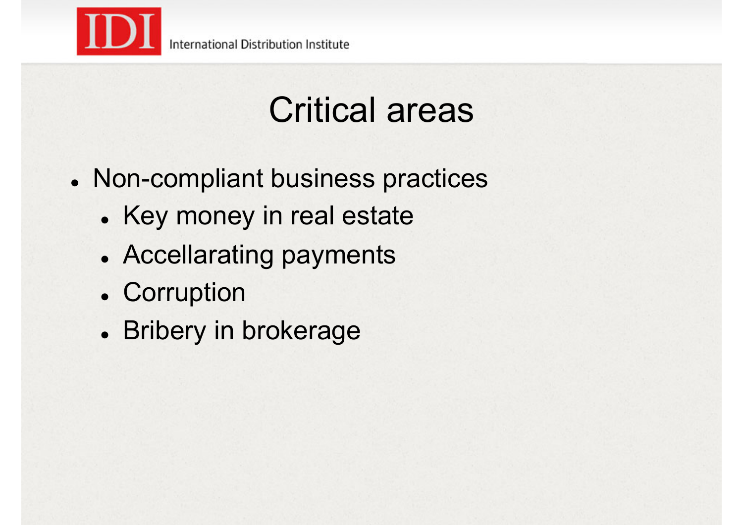# Critical areas

- Non-compliant business practices
  - Key money in real estate
  - Accellarating payments
  - Corruption
  - Bribery in brokerage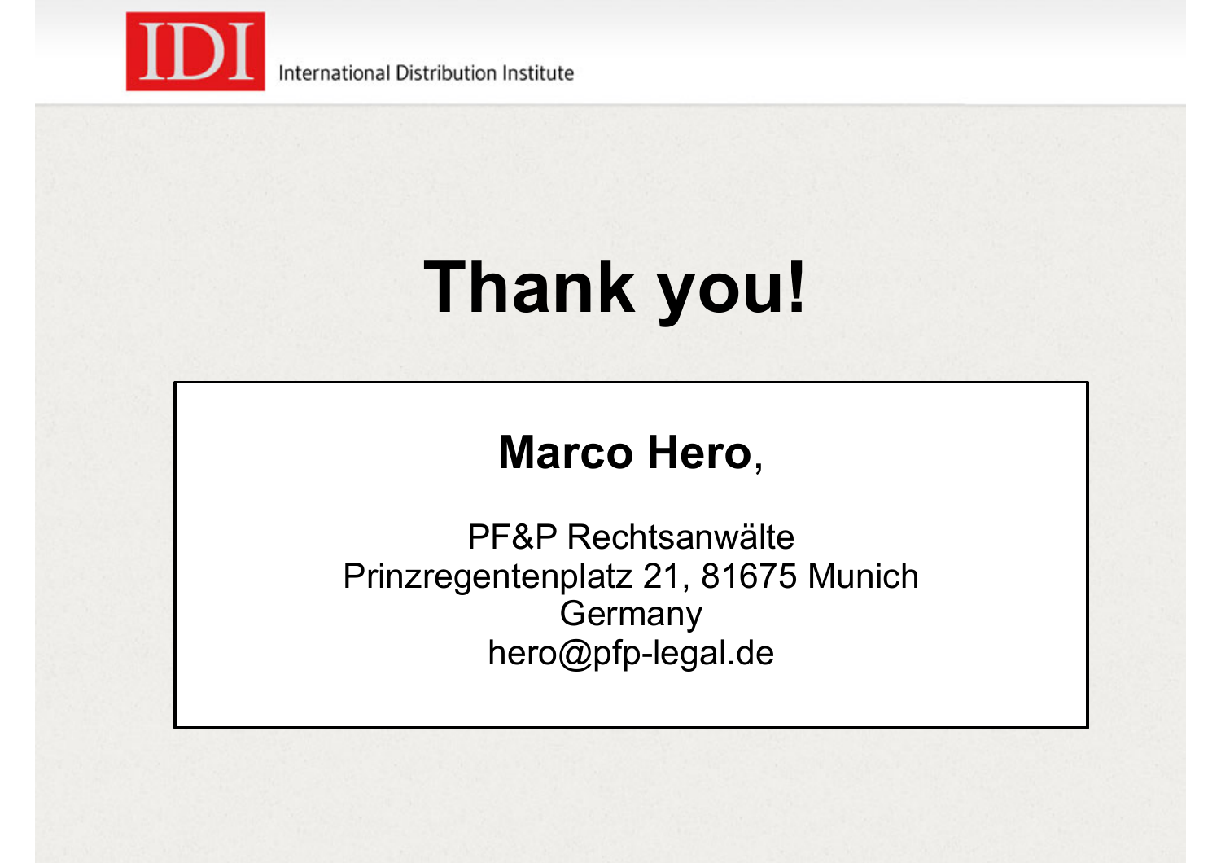# Thank you!

**Marco Hero**,

PF&P Rechtsanwälte
Prinzregentenplatz 21, 81675 Munich
Germany
hero@pfp-legal.de